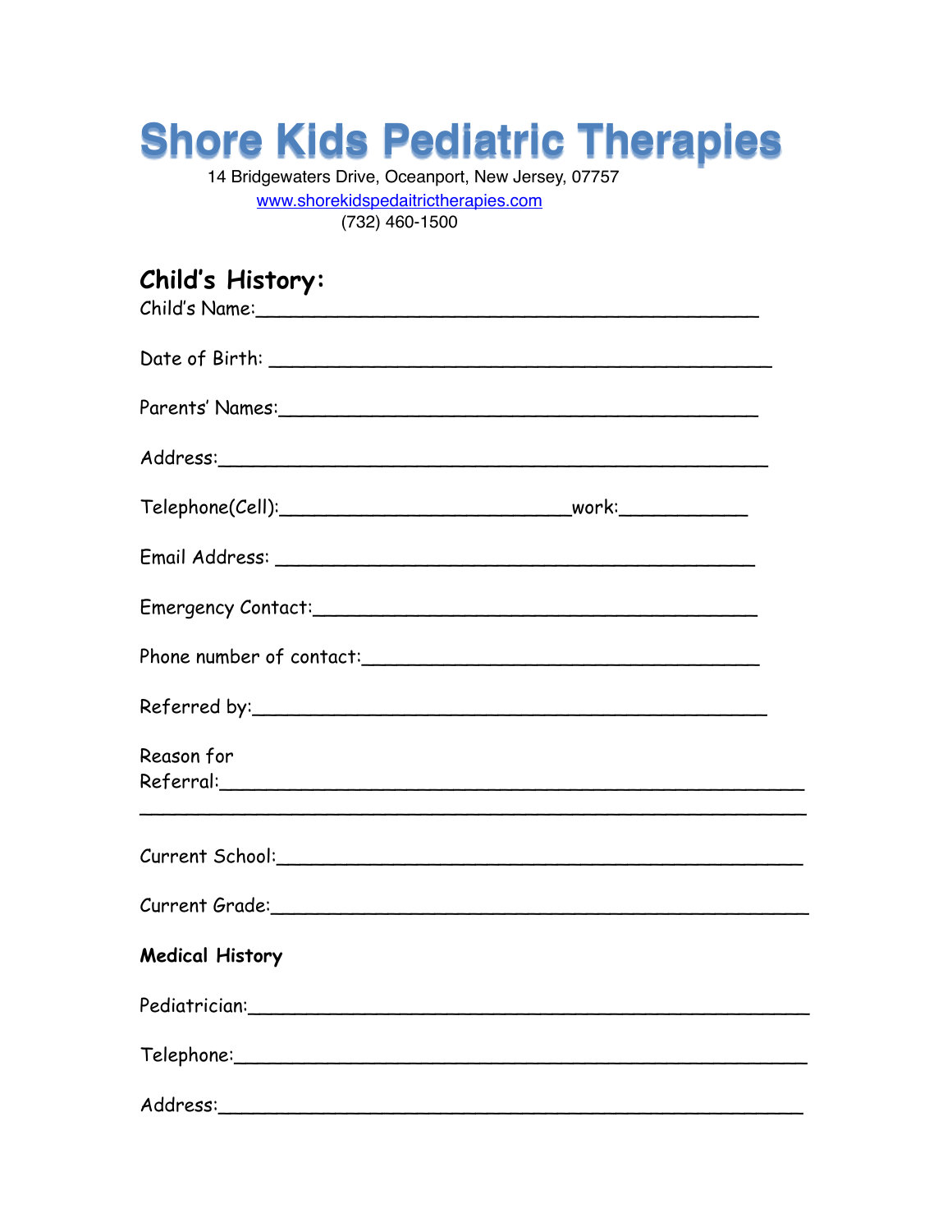# Shore Kids Pediatric Therapies

14 Bridgewaters Drive, Oceanport, New Jersey, 07757

www.shorekidspedaitrictherapies.com

(732) 460-1500

## Child's History:

Child's Name:___________________________________________

Date of Birth: ___________________________________________

Parents' Names:_________________________________________

Address:_______________________________________________

Telephone(Cell):_________________________work:___________

Email Address: __________________________________________

Emergency Contact:______________________________________

Phone number of contact:__________________________________

Referred by:_____________________________________________

Reason for Referral:_________________________________________________
_____________________________________________________________

Current School:_____________________________________________

Current Grade:_____________________________________________

**Medical History**

Pediatrician:_______________________________________________

Telephone:________________________________________________

Address:__________________________________________________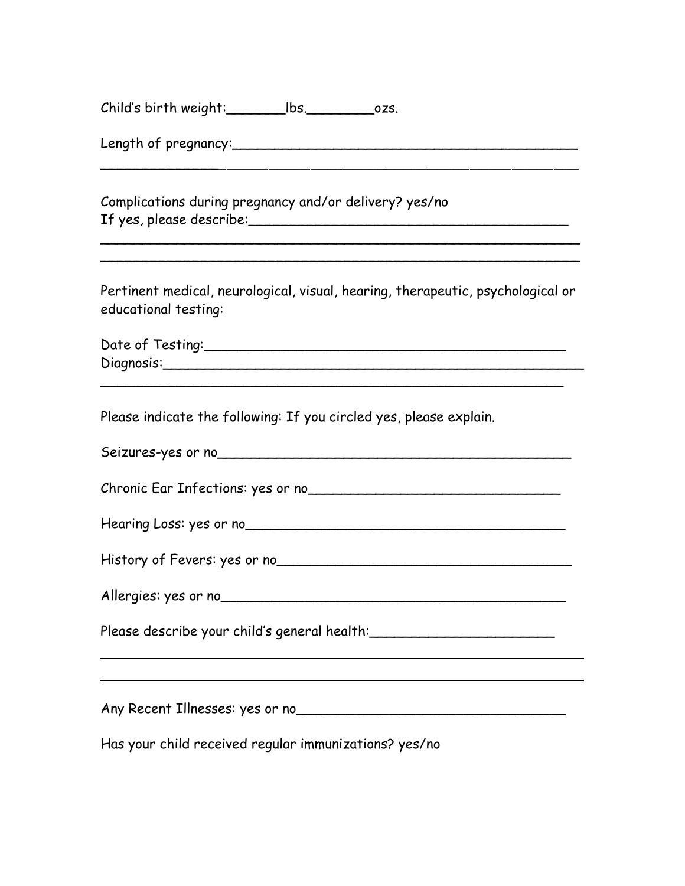Child's birth weight:_______lbs.________ozs.

Length of pregnancy:__________________________________________
_____________________________________________________________

Complications during pregnancy and/or delivery? yes/no
If yes, please describe:_______________________________________
_____________________________________________________________
_____________________________________________________________

Pertinent medical, neurological, visual, hearing, therapeutic, psychological or educational testing:

Date of Testing:_____________________________________________
Diagnosis:__________________________________________________
_____________________________________________________________

Please indicate the following: If you circled yes, please explain.

Seizures-yes or no___________________________________________

Chronic Ear Infections: yes or no______________________________

Hearing Loss: yes or no______________________________________

History of Fevers: yes or no__________________________________

Allergies: yes or no__________________________________________

Please describe your child's general health:______________________
_____________________________________________________________
_____________________________________________________________

Any Recent Illnesses: yes or no________________________________

Has your child received regular immunizations? yes/no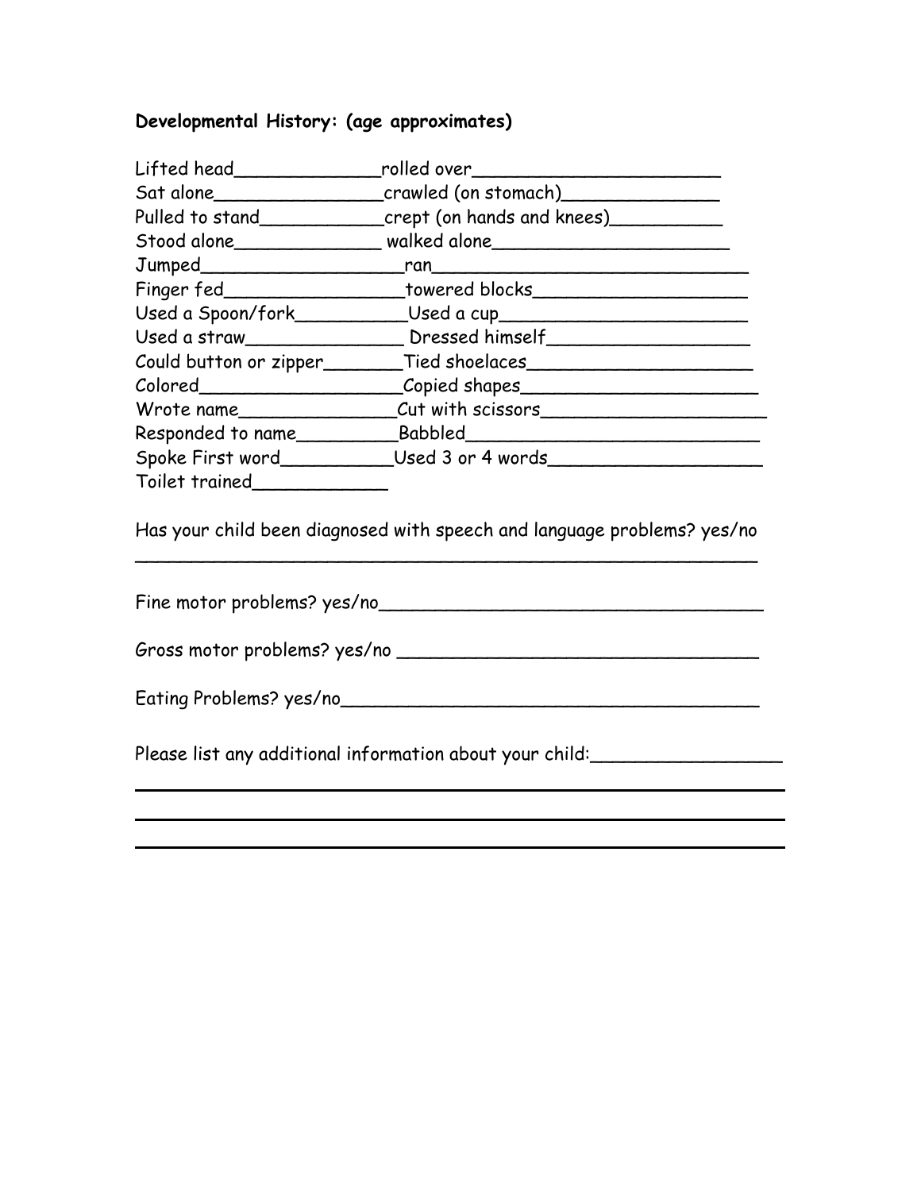**Developmental History: (age approximates)**

Lifted head_____________rolled over______________________
Sat alone_______________crawled (on stomach)______________
Pulled to stand___________crept (on hands and knees)__________
Stood alone_____________ walked alone_____________________
Jumped__________________ran____________________________
Finger fed________________towered blocks___________________
Used a Spoon/fork__________Used a cup_______________________
Used a straw______________ Dressed himself__________________
Could button or zipper_______Tied shoelaces____________________
Colored__________________Copied shapes_____________________
Wrote name______________Cut with scissors____________________
Responded to name_________Babbled___________________________
Spoke First word__________Used 3 or 4 words___________________
Toilet trained____________

Has your child been diagnosed with speech and language problems? yes/no
__________________________________________________________

Fine motor problems? yes/no___________________________________

Gross motor problems? yes/no _________________________________

Eating Problems? yes/no______________________________________

Please list any additional information about your child:_________________

---

---

---